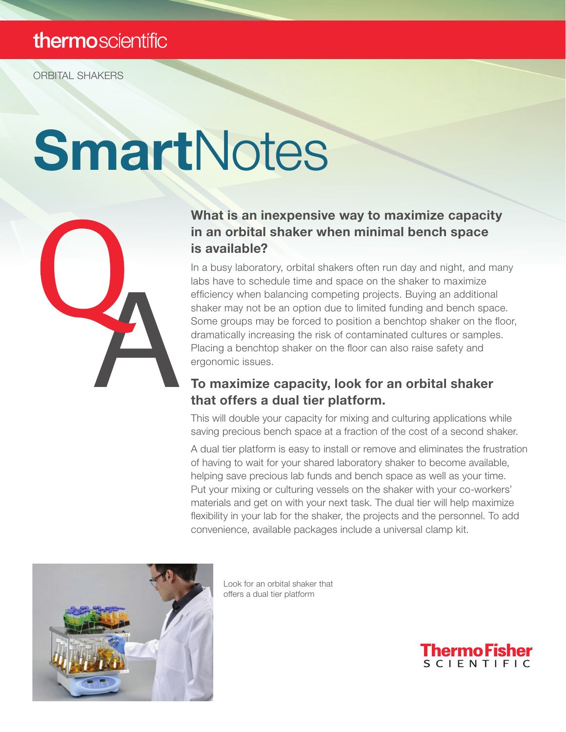thermoscientific

ORBITAL SHAKERS

# SmartNotes

## What is an inexpensive way to maximize capacity in an orbital shaker when minimal bench space is available?

In a busy laboratory, orbital shakers often run day and night, and many labs have to schedule time and space on the shaker to maximize efficiency when balancing competing projects. Buying an additional shaker may not be an option due to limited funding and bench space. Some groups may be forced to position a benchtop shaker on the floor, dramatically increasing the risk of contaminated cultures or samples. Placing a benchtop shaker on the floor can also raise safety and ergonomic issues.

## To maximize capacity, look for an orbital shaker that offers a dual tier platform.

This will double your capacity for mixing and culturing applications while saving precious bench space at a fraction of the cost of a second shaker.

A dual tier platform is easy to install or remove and eliminates the frustration of having to wait for your shared laboratory shaker to become available, helping save precious lab funds and bench space as well as your time. Put your mixing or culturing vessels on the shaker with your co-workers' materials and get on with your next task. The dual tier will help maximize flexibility in your lab for the shaker, the projects and the personnel. To add convenience, available packages include a universal clamp kit.

Look for an orbital shaker that offers a dual tier platform

ThermoFisher SCIENTIFIC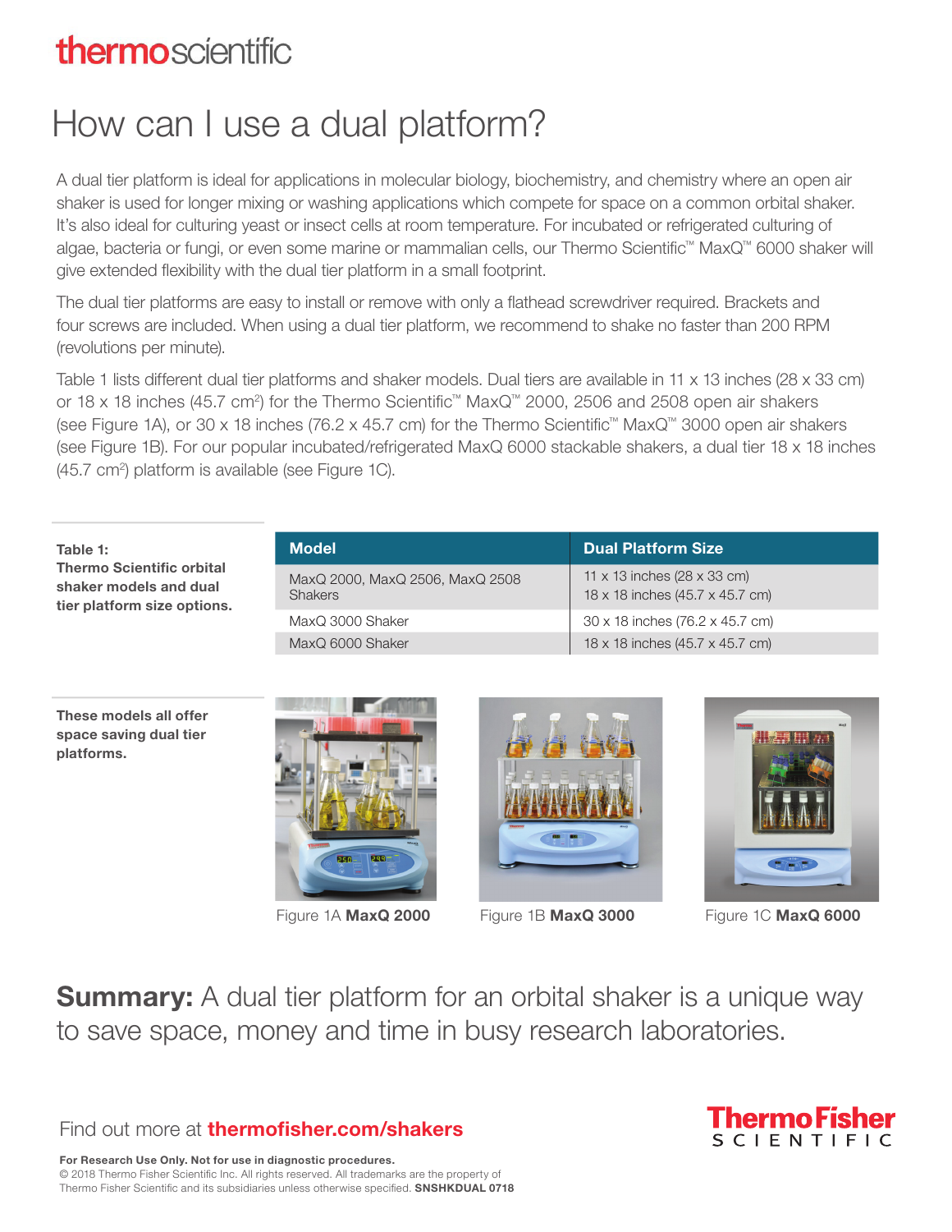thermoscientific

# How can I use a dual platform?

A dual tier platform is ideal for applications in molecular biology, biochemistry, and chemistry where an open air shaker is used for longer mixing or washing applications which compete for space on a common orbital shaker. It's also ideal for culturing yeast or insect cells at room temperature. For incubated or refrigerated culturing of algae, bacteria or fungi, or even some marine or mammalian cells, our Thermo Scientific™ MaxQ™ 6000 shaker will give extended flexibility with the dual tier platform in a small footprint.

The dual tier platforms are easy to install or remove with only a flathead screwdriver required. Brackets and four screws are included. When using a dual tier platform, we recommend to shake no faster than 200 RPM (revolutions per minute).

Table 1 lists different dual tier platforms and shaker models. Dual tiers are available in 11 x 13 inches (28 x 33 cm) or 18 x 18 inches (45.7 $cm^2$) for the Thermo Scientific™ MaxQ™ 2000, 2506 and 2508 open air shakers (see Figure 1A), or 30 x 18 inches (76.2 x 45.7 cm) for the Thermo Scientific™ MaxQ™ 3000 open air shakers (see Figure 1B). For our popular incubated/refrigerated MaxQ 6000 stackable shakers, a dual tier 18 x 18 inches (45.7 $cm^2$) platform is available (see Figure 1C).

**Table 1: Thermo Scientific orbital shaker models and dual tier platform size options.**

| Model | Dual Platform Size |
|---|---|
| MaxQ 2000, MaxQ 2506, MaxQ 2508 Shakers | 11 x 13 inches (28 x 33 cm)<br>18 x 18 inches (45.7 x 45.7 cm) |
| MaxQ 3000 Shaker | 30 x 18 inches (76.2 x 45.7 cm) |
| MaxQ 6000 Shaker | 18 x 18 inches (45.7 x 45.7 cm) |

**These models all offer space saving dual tier platforms.**

Figure 1A **MaxQ 2000**

Figure 1B **MaxQ 3000**

Figure 1C **MaxQ 6000**

**Summary:** A dual tier platform for an orbital shaker is a unique way to save space, money and time in busy research laboratories.

Find out more at **thermofisher.com/shakers**

**For Research Use Only. Not for use in diagnostic procedures.**
© 2018 Thermo Fisher Scientific Inc. All rights reserved. All trademarks are the property of Thermo Fisher Scientific and its subsidiaries unless otherwise specified. **SNSHKDUAL 0718**

ThermoFisher SCIENTIFIC